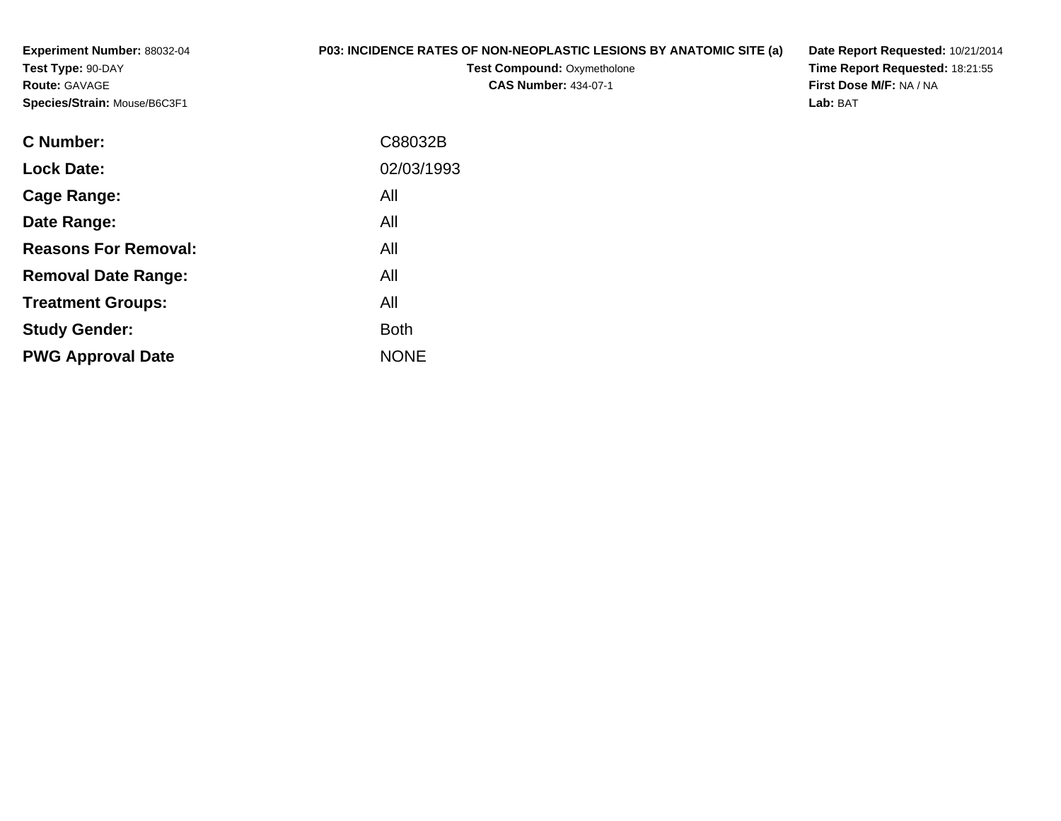**Experiment Number:** 88032-04
**Test Type:** 90-DAY
**Route:** GAVAGE
**Species/Strain:** Mouse/B6C3F1

**P03: INCIDENCE RATES OF NON-NEOPLASTIC LESIONS BY ANATOMIC SITE (a)**
**Test Compound:** Oxymetholone
**CAS Number:** 434-07-1

**Date Report Requested:** 10/21/2014
**Time Report Requested:** 18:21:55
**First Dose M/F:** NA / NA
**Lab:** BAT

| | |
|---|---|
| **C Number:** | C88032B |
| **Lock Date:** | 02/03/1993 |
| **Cage Range:** | All |
| **Date Range:** | All |
| **Reasons For Removal:** | All |
| **Removal Date Range:** | All |
| **Treatment Groups:** | All |
| **Study Gender:** | Both |
| **PWG Approval Date** | NONE |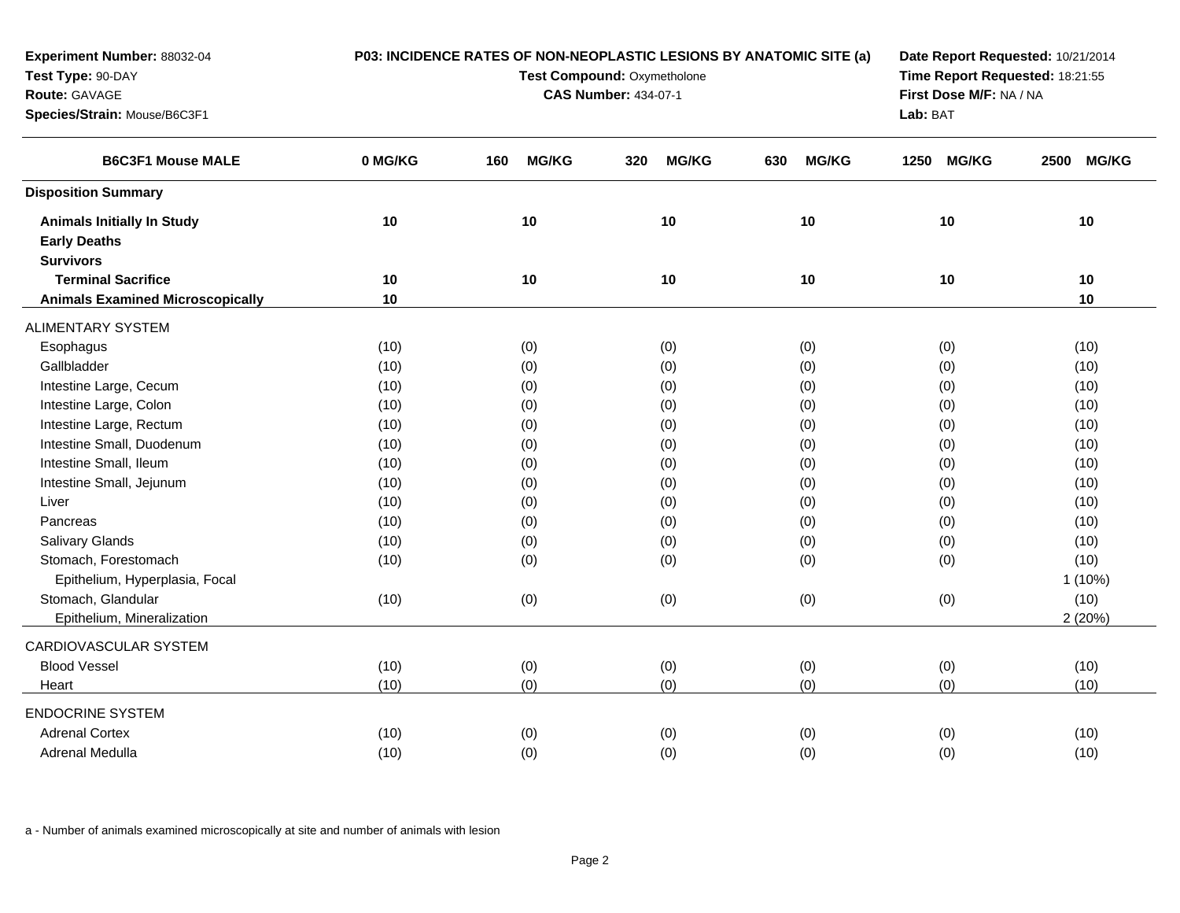**Experiment Number:** 88032-04
**Test Type:** 90-DAY
**Route:** GAVAGE
**Species/Strain:** Mouse/B6C3F1

**P03: INCIDENCE RATES OF NON-NEOPLASTIC LESIONS BY ANATOMIC SITE (a)**
**Test Compound:** Oxymetholone
**CAS Number:** 434-07-1

**Date Report Requested:** 10/21/2014
**Time Report Requested:** 18:21:55
**First Dose M/F:** NA / NA
**Lab:** BAT

| B6C3F1 Mouse MALE | 0 MG/KG | 160 MG/KG | 320 MG/KG | 630 MG/KG | 1250 MG/KG | 2500 MG/KG |
|---|---|---|---|---|---|---|
| **Disposition Summary** | | | | | | |
| **Animals Initially In Study** | 10 | 10 | 10 | 10 | 10 | 10 |
| **Early Deaths** | | | | | | |
| **Survivors** | | | | | | |
| **Terminal Sacrifice** | 10 | 10 | 10 | 10 | 10 | 10 |
| **Animals Examined Microscopically** | 10 | | | | | 10 |
| ALIMENTARY SYSTEM | | | | | | |
| Esophagus | (10) | (0) | (0) | (0) | (0) | (10) |
| Gallbladder | (10) | (0) | (0) | (0) | (0) | (10) |
| Intestine Large, Cecum | (10) | (0) | (0) | (0) | (0) | (10) |
| Intestine Large, Colon | (10) | (0) | (0) | (0) | (0) | (10) |
| Intestine Large, Rectum | (10) | (0) | (0) | (0) | (0) | (10) |
| Intestine Small, Duodenum | (10) | (0) | (0) | (0) | (0) | (10) |
| Intestine Small, Ileum | (10) | (0) | (0) | (0) | (0) | (10) |
| Intestine Small, Jejunum | (10) | (0) | (0) | (0) | (0) | (10) |
| Liver | (10) | (0) | (0) | (0) | (0) | (10) |
| Pancreas | (10) | (0) | (0) | (0) | (0) | (10) |
| Salivary Glands | (10) | (0) | (0) | (0) | (0) | (10) |
| Stomach, Forestomach | (10) | (0) | (0) | (0) | (0) | (10) |
| Epithelium, Hyperplasia, Focal | | | | | | 1 (10%) |
| Stomach, Glandular | (10) | (0) | (0) | (0) | (0) | (10) |
| Epithelium, Mineralization | | | | | | 2 (20%) |
| CARDIOVASCULAR SYSTEM | | | | | | |
| Blood Vessel | (10) | (0) | (0) | (0) | (0) | (10) |
| Heart | (10) | (0) | (0) | (0) | (0) | (10) |
| ENDOCRINE SYSTEM | | | | | | |
| Adrenal Cortex | (10) | (0) | (0) | (0) | (0) | (10) |
| Adrenal Medulla | (10) | (0) | (0) | (0) | (0) | (10) |

a - Number of animals examined microscopically at site and number of animals with lesion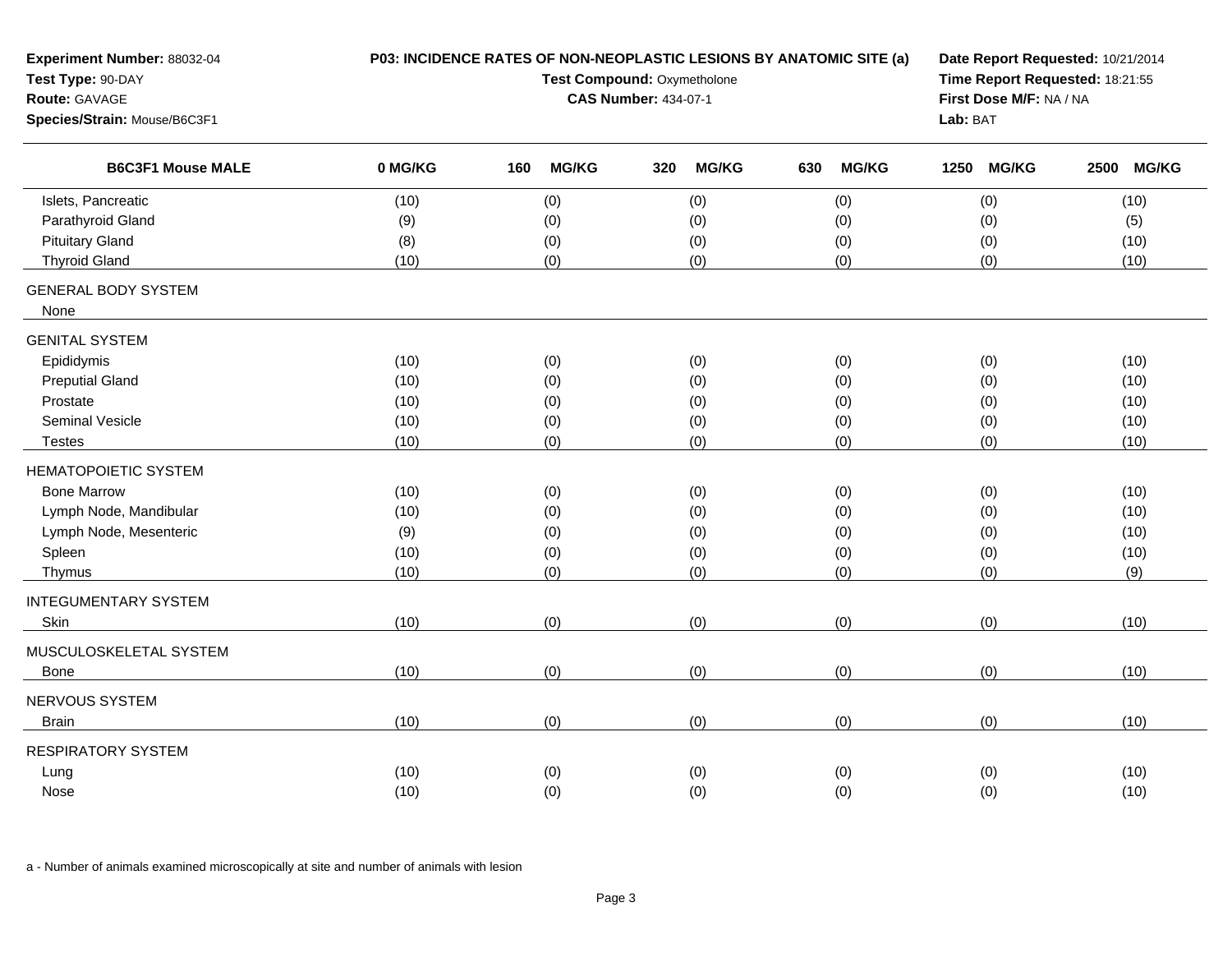**Experiment Number:** 88032-04
**Test Type:** 90-DAY
**Route:** GAVAGE
**Species/Strain:** Mouse/B6C3F1

**P03: INCIDENCE RATES OF NON-NEOPLASTIC LESIONS BY ANATOMIC SITE (a)**
**Test Compound:** Oxymetholone
**CAS Number:** 434-07-1

**Date Report Requested:** 10/21/2014
**Time Report Requested:** 18:21:55
**First Dose M/F:** NA / NA
**Lab:** BAT

| B6C3F1 Mouse MALE | 0 MG/KG | 160 MG/KG | 320 MG/KG | 630 MG/KG | 1250 MG/KG | 2500 MG/KG |
|---|---|---|---|---|---|---|
| Islets, Pancreatic | (10) | (0) | (0) | (0) | (0) | (10) |
| Parathyroid Gland | (9) | (0) | (0) | (0) | (0) | (5) |
| Pituitary Gland | (8) | (0) | (0) | (0) | (0) | (10) |
| Thyroid Gland | (10) | (0) | (0) | (0) | (0) | (10) |
| GENERAL BODY SYSTEM | | | | | | |
| None | | | | | | |
| GENITAL SYSTEM | | | | | | |
| Epididymis | (10) | (0) | (0) | (0) | (0) | (10) |
| Preputial Gland | (10) | (0) | (0) | (0) | (0) | (10) |
| Prostate | (10) | (0) | (0) | (0) | (0) | (10) |
| Seminal Vesicle | (10) | (0) | (0) | (0) | (0) | (10) |
| Testes | (10) | (0) | (0) | (0) | (0) | (10) |
| HEMATOPOIETIC SYSTEM | | | | | | |
| Bone Marrow | (10) | (0) | (0) | (0) | (0) | (10) |
| Lymph Node, Mandibular | (10) | (0) | (0) | (0) | (0) | (10) |
| Lymph Node, Mesenteric | (9) | (0) | (0) | (0) | (0) | (10) |
| Spleen | (10) | (0) | (0) | (0) | (0) | (10) |
| Thymus | (10) | (0) | (0) | (0) | (0) | (9) |
| INTEGUMENTARY SYSTEM | | | | | | |
| Skin | (10) | (0) | (0) | (0) | (0) | (10) |
| MUSCULOSKELETAL SYSTEM | | | | | | |
| Bone | (10) | (0) | (0) | (0) | (0) | (10) |
| NERVOUS SYSTEM | | | | | | |
| Brain | (10) | (0) | (0) | (0) | (0) | (10) |
| RESPIRATORY SYSTEM | | | | | | |
| Lung | (10) | (0) | (0) | (0) | (0) | (10) |
| Nose | (10) | (0) | (0) | (0) | (0) | (10) |

a - Number of animals examined microscopically at site and number of animals with lesion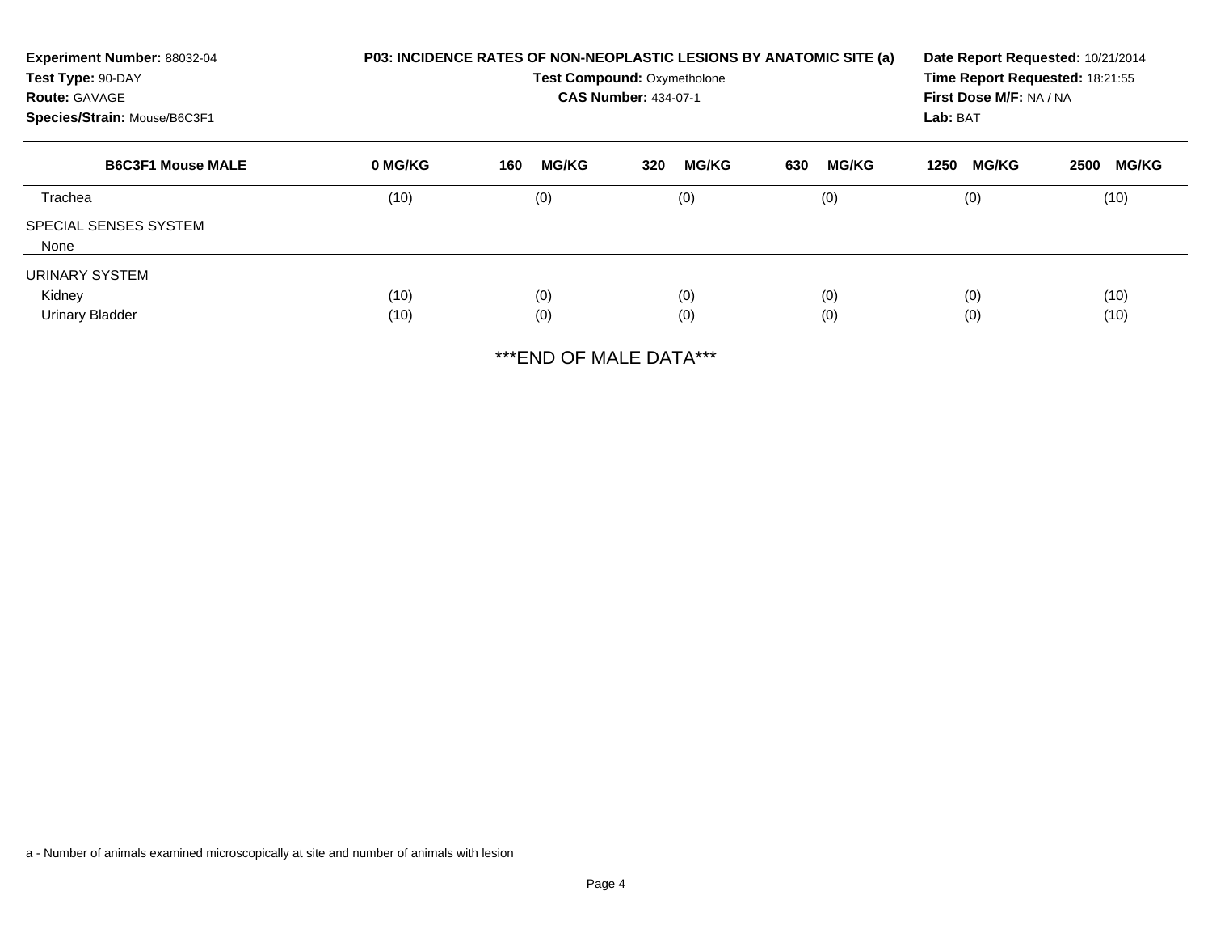**Experiment Number:** 88032-04
**Test Type:** 90-DAY
**Route:** GAVAGE
**Species/Strain:** Mouse/B6C3F1

**P03: INCIDENCE RATES OF NON-NEOPLASTIC LESIONS BY ANATOMIC SITE (a)**
**Test Compound:** Oxymetholone
**CAS Number:** 434-07-1

**Date Report Requested:** 10/21/2014
**Time Report Requested:** 18:21:55
**First Dose M/F:** NA / NA
**Lab:** BAT

| B6C3F1 Mouse MALE | 0 MG/KG | 160 MG/KG | 320 MG/KG | 630 MG/KG | 1250 MG/KG | 2500 MG/KG |
|---|---|---|---|---|---|---|
| Trachea | (10) | (0) | (0) | (0) | (0) | (10) |
| SPECIAL SENSES SYSTEM | | | | | | |
| None | | | | | | |
| URINARY SYSTEM | | | | | | |
| Kidney | (10) | (0) | (0) | (0) | (0) | (10) |
| Urinary Bladder | (10) | (0) | (0) | (0) | (0) | (10) |

***END OF MALE DATA***

a - Number of animals examined microscopically at site and number of animals with lesion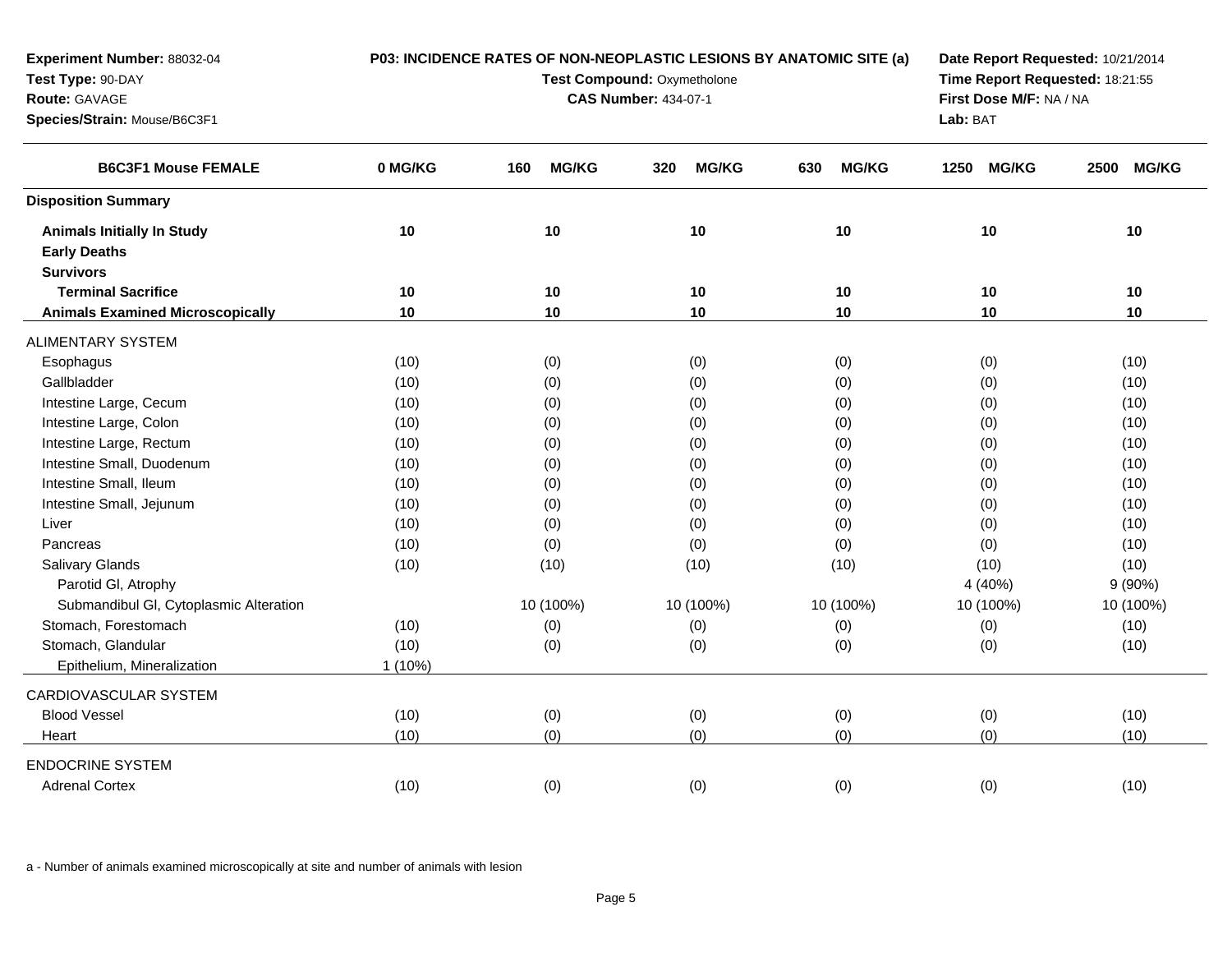**Experiment Number:** 88032-04
**Test Type:** 90-DAY
**Route:** GAVAGE
**Species/Strain:** Mouse/B6C3F1

**P03: INCIDENCE RATES OF NON-NEOPLASTIC LESIONS BY ANATOMIC SITE (a)**
**Test Compound:** Oxymetholone
**CAS Number:** 434-07-1

**Date Report Requested:** 10/21/2014
**Time Report Requested:** 18:21:55
**First Dose M/F:** NA / NA
**Lab:** BAT

| B6C3F1 Mouse FEMALE | 0 MG/KG | 160 MG/KG | 320 MG/KG | 630 MG/KG | 1250 MG/KG | 2500 MG/KG |
|---|---|---|---|---|---|---|
| **Disposition Summary** | | | | | | |
| **Animals Initially In Study** | **10** | **10** | **10** | **10** | **10** | **10** |
| **Early Deaths** | | | | | | |
| **Survivors** | | | | | | |
| **Terminal Sacrifice** | **10** | **10** | **10** | **10** | **10** | **10** |
| **Animals Examined Microscopically** | **10** | **10** | **10** | **10** | **10** | **10** |
| ALIMENTARY SYSTEM | | | | | | |
| Esophagus | (10) | (0) | (0) | (0) | (0) | (10) |
| Gallbladder | (10) | (0) | (0) | (0) | (0) | (10) |
| Intestine Large, Cecum | (10) | (0) | (0) | (0) | (0) | (10) |
| Intestine Large, Colon | (10) | (0) | (0) | (0) | (0) | (10) |
| Intestine Large, Rectum | (10) | (0) | (0) | (0) | (0) | (10) |
| Intestine Small, Duodenum | (10) | (0) | (0) | (0) | (0) | (10) |
| Intestine Small, Ileum | (10) | (0) | (0) | (0) | (0) | (10) |
| Intestine Small, Jejunum | (10) | (0) | (0) | (0) | (0) | (10) |
| Liver | (10) | (0) | (0) | (0) | (0) | (10) |
| Pancreas | (10) | (0) | (0) | (0) | (0) | (10) |
| Salivary Glands | (10) | (10) | (10) | (10) | (10) | (10) |
| Parotid Gl, Atrophy | | | | | 4 (40%) | 9 (90%) |
| Submandibul Gl, Cytoplasmic Alteration | | 10 (100%) | 10 (100%) | 10 (100%) | 10 (100%) | 10 (100%) |
| Stomach, Forestomach | (10) | (0) | (0) | (0) | (0) | (10) |
| Stomach, Glandular | (10) | (0) | (0) | (0) | (0) | (10) |
| Epithelium, Mineralization | 1 (10%) | | | | | |
| CARDIOVASCULAR SYSTEM | | | | | | |
| Blood Vessel | (10) | (0) | (0) | (0) | (0) | (10) |
| Heart | (10) | (0) | (0) | (0) | (0) | (10) |
| ENDOCRINE SYSTEM | | | | | | |
| Adrenal Cortex | (10) | (0) | (0) | (0) | (0) | (10) |

a - Number of animals examined microscopically at site and number of animals with lesion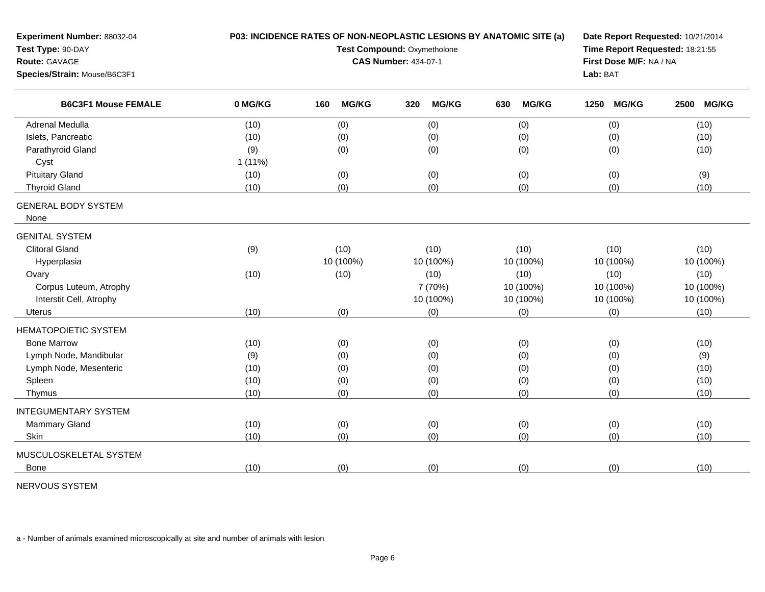**Experiment Number:** 88032-04
**Test Type:** 90-DAY
**Route:** GAVAGE
**Species/Strain:** Mouse/B6C3F1

**P03: INCIDENCE RATES OF NON-NEOPLASTIC LESIONS BY ANATOMIC SITE (a)**
**Test Compound:** Oxymetholone
**CAS Number:** 434-07-1

**Date Report Requested:** 10/21/2014
**Time Report Requested:** 18:21:55
**First Dose M/F:** NA / NA
**Lab:** BAT

| B6C3F1 Mouse FEMALE | 0 MG/KG | 160 MG/KG | 320 MG/KG | 630 MG/KG | 1250 MG/KG | 2500 MG/KG |
|---|---|---|---|---|---|---|
| Adrenal Medulla | (10) | (0) | (0) | (0) | (0) | (10) |
| Islets, Pancreatic | (10) | (0) | (0) | (0) | (0) | (10) |
| Parathyroid Gland | (9) | (0) | (0) | (0) | (0) | (10) |
| Cyst | 1 (11%) | | | | | |
| Pituitary Gland | (10) | (0) | (0) | (0) | (0) | (9) |
| Thyroid Gland | (10) | (0) | (0) | (0) | (0) | (10) |
| GENERAL BODY SYSTEM | | | | | | |
| None | | | | | | |
| GENITAL SYSTEM | | | | | | |
| Clitoral Gland | (9) | (10) | (10) | (10) | (10) | (10) |
| Hyperplasia | | 10 (100%) | 10 (100%) | 10 (100%) | 10 (100%) | 10 (100%) |
| Ovary | (10) | (10) | (10) | (10) | (10) | (10) |
| Corpus Luteum, Atrophy | | | 7 (70%) | 10 (100%) | 10 (100%) | 10 (100%) |
| Interstit Cell, Atrophy | | | 10 (100%) | 10 (100%) | 10 (100%) | 10 (100%) |
| Uterus | (10) | (0) | (0) | (0) | (0) | (10) |
| HEMATOPOIETIC SYSTEM | | | | | | |
| Bone Marrow | (10) | (0) | (0) | (0) | (0) | (10) |
| Lymph Node, Mandibular | (9) | (0) | (0) | (0) | (0) | (9) |
| Lymph Node, Mesenteric | (10) | (0) | (0) | (0) | (0) | (10) |
| Spleen | (10) | (0) | (0) | (0) | (0) | (10) |
| Thymus | (10) | (0) | (0) | (0) | (0) | (10) |
| INTEGUMENTARY SYSTEM | | | | | | |
| Mammary Gland | (10) | (0) | (0) | (0) | (0) | (10) |
| Skin | (10) | (0) | (0) | (0) | (0) | (10) |
| MUSCULOSKELETAL SYSTEM | | | | | | |
| Bone | (10) | (0) | (0) | (0) | (0) | (10) |
| NERVOUS SYSTEM | | | | | | |

a - Number of animals examined microscopically at site and number of animals with lesion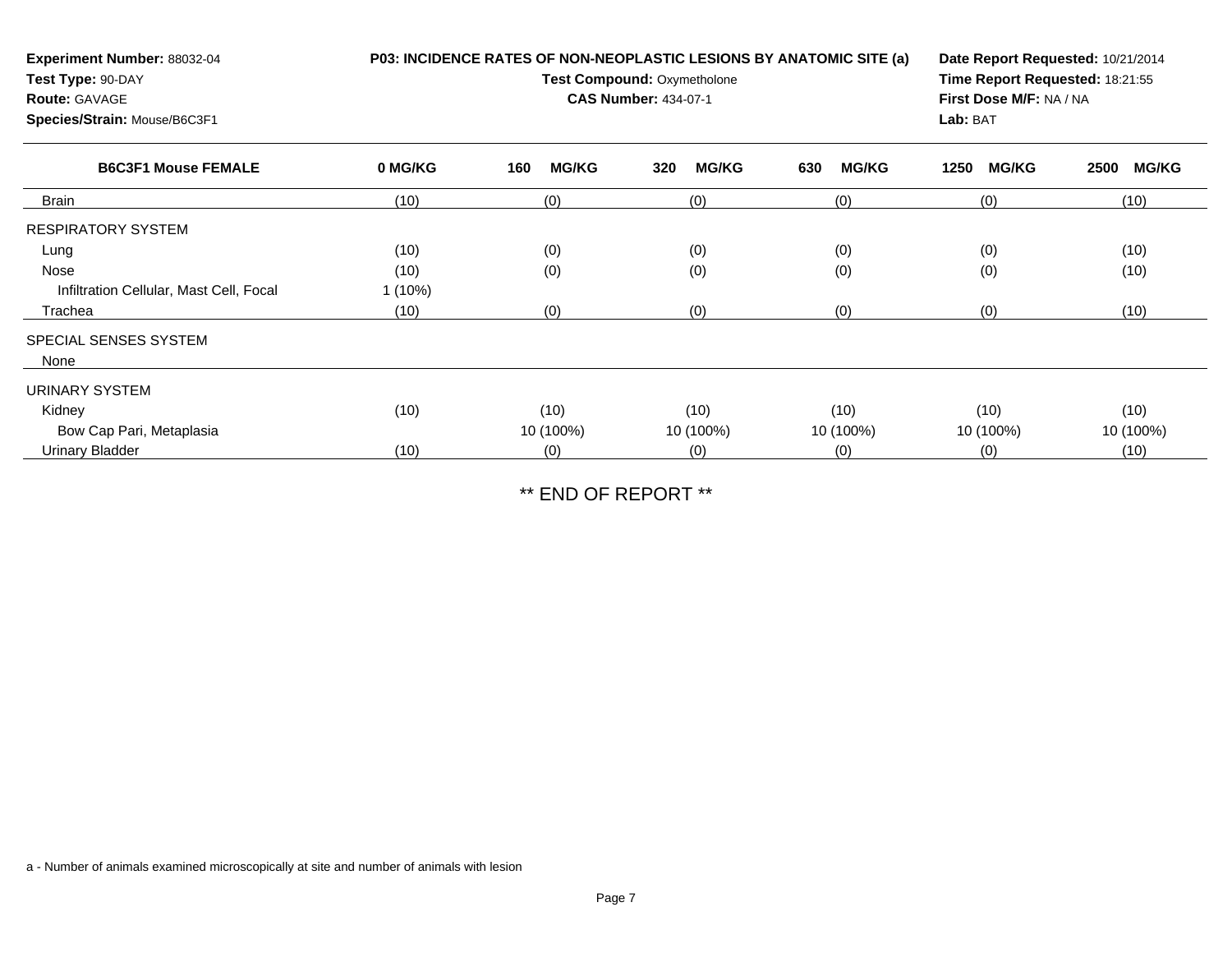**Experiment Number:** 88032-04
**Test Type:** 90-DAY
**Route:** GAVAGE
**Species/Strain:** Mouse/B6C3F1

**P03: INCIDENCE RATES OF NON-NEOPLASTIC LESIONS BY ANATOMIC SITE (a)**
**Test Compound:** Oxymetholone
**CAS Number:** 434-07-1

**Date Report Requested:** 10/21/2014
**Time Report Requested:** 18:21:55
**First Dose M/F:** NA / NA
**Lab:** BAT

| B6C3F1 Mouse FEMALE | 0 MG/KG | 160 MG/KG | 320 MG/KG | 630 MG/KG | 1250 MG/KG | 2500 MG/KG |
|---|---|---|---|---|---|---|
| Brain | (10) | (0) | (0) | (0) | (0) | (10) |
| RESPIRATORY SYSTEM | | | | | | |
| Lung | (10) | (0) | (0) | (0) | (0) | (10) |
| Nose | (10) | (0) | (0) | (0) | (0) | (10) |
| Infiltration Cellular, Mast Cell, Focal | 1 (10%) | | | | | |
| Trachea | (10) | (0) | (0) | (0) | (0) | (10) |
| SPECIAL SENSES SYSTEM | | | | | | |
| None | | | | | | |
| URINARY SYSTEM | | | | | | |
| Kidney | (10) | (10) | (10) | (10) | (10) | (10) |
| Bow Cap Pari, Metaplasia | | 10 (100%) | 10 (100%) | 10 (100%) | 10 (100%) | 10 (100%) |
| Urinary Bladder | (10) | (0) | (0) | (0) | (0) | (10) |

** END OF REPORT **

a - Number of animals examined microscopically at site and number of animals with lesion